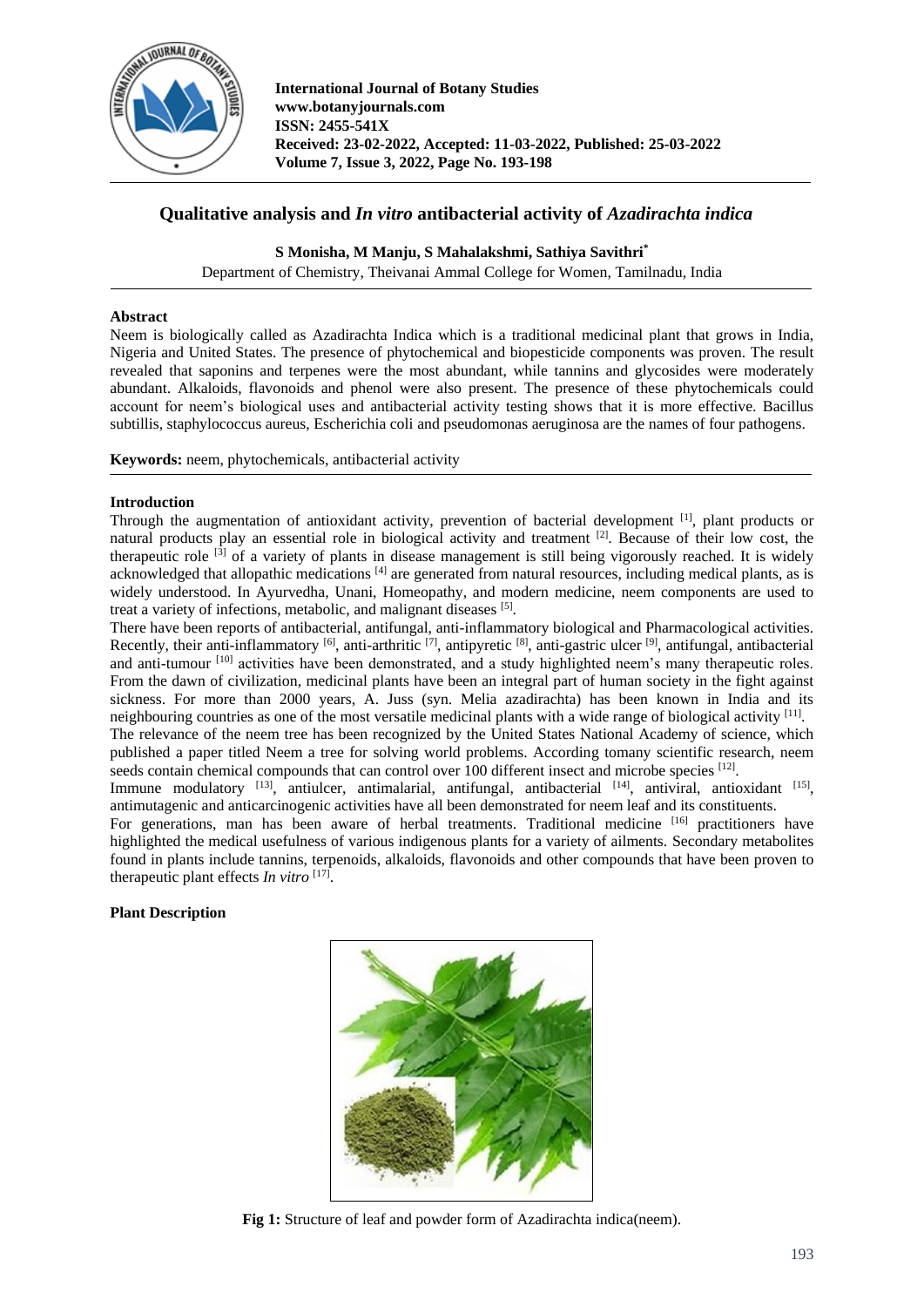# Qualitative analysis and *In vitro* antibacterial activity of *Azadirachta indica*

**S Monisha, M Manju, S Mahalakshmi, Sathiya Savithri***

Department of Chemistry, Theivanai Ammal College for Women, Tamilnadu, India

## Abstract

Neem is biologically called as Azadirachta Indica which is a traditional medicinal plant that grows in India, Nigeria and United States. The presence of phytochemical and biopesticide components was proven. The result revealed that saponins and terpenes were the most abundant, while tannins and glycosides were moderately abundant. Alkaloids, flavonoids and phenol were also present. The presence of these phytochemicals could account for neem's biological uses and antibacterial activity testing shows that it is more effective. Bacillus subtillis, staphylococcus aureus, Escherichia coli and pseudomonas aeruginosa are the names of four pathogens.

**Keywords:** neem, phytochemicals, antibacterial activity

## Introduction

Through the augmentation of antioxidant activity, prevention of bacterial development [1], plant products or natural products play an essential role in biological activity and treatment [2]. Because of their low cost, the therapeutic role [3] of a variety of plants in disease management is still being vigorously reached. It is widely acknowledged that allopathic medications [4] are generated from natural resources, including medical plants, as is widely understood. In Ayurvedha, Unani, Homeopathy, and modern medicine, neem components are used to treat a variety of infections, metabolic, and malignant diseases [5].

There have been reports of antibacterial, antifungal, anti-inflammatory biological and Pharmacological activities. Recently, their anti-inflammatory [6], anti-arthritic [7], antipyretic [8], anti-gastric ulcer [9], antifungal, antibacterial and anti-tumour [10] activities have been demonstrated, and a study highlighted neem's many therapeutic roles. From the dawn of civilization, medicinal plants have been an integral part of human society in the fight against sickness. For more than 2000 years, A. Juss (syn. Melia azadirachta) has been known in India and its neighbouring countries as one of the most versatile medicinal plants with a wide range of biological activity [11].

The relevance of the neem tree has been recognized by the United States National Academy of science, which published a paper titled Neem a tree for solving world problems. According tomany scientific research, neem seeds contain chemical compounds that can control over 100 different insect and microbe species [12].

Immune modulatory [13], antiulcer, antimalarial, antifungal, antibacterial [14], antiviral, antioxidant [15], antimutagenic and anticarcinogenic activities have all been demonstrated for neem leaf and its constituents.

For generations, man has been aware of herbal treatments. Traditional medicine [16] practitioners have highlighted the medical usefulness of various indigenous plants for a variety of ailments. Secondary metabolites found in plants include tannins, terpenoids, alkaloids, flavonoids and other compounds that have been proven to therapeutic plant effects *In vitro* [17].

## Plant Description

**Fig 1:** Structure of leaf and powder form of Azadirachta indica(neem).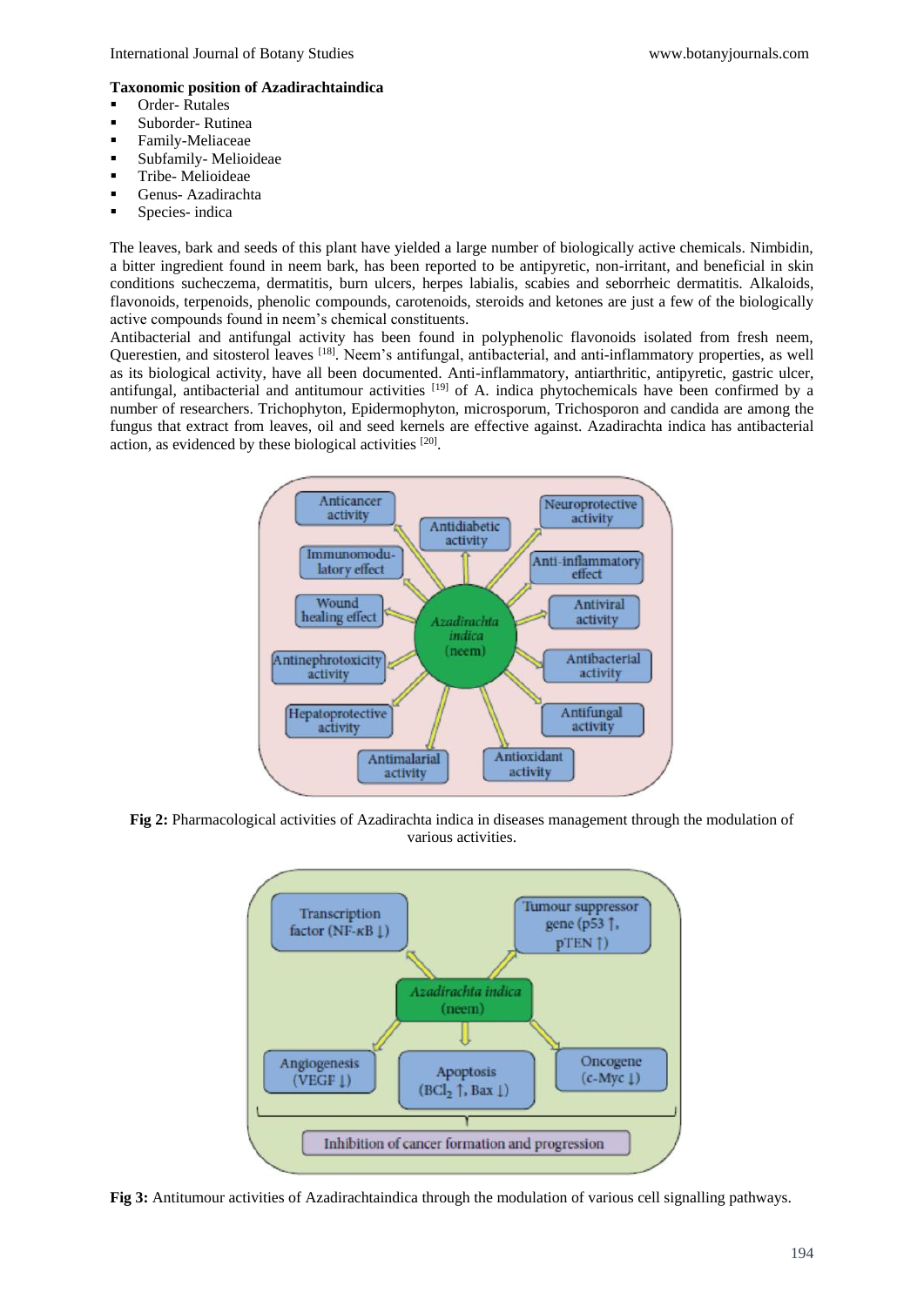**Taxonomic position of Azadirachtaindica**

- Order- Rutales
- Suborder- Rutinea
- Family-Meliaceae
- Subfamily- Melioideae
- Tribe- Melioideae
- Genus- Azadirachta
- Species- indica

The leaves, bark and seeds of this plant have yielded a large number of biologically active chemicals. Nimbidin, a bitter ingredient found in neem bark, has been reported to be antipyretic, non-irritant, and beneficial in skin conditions sucheczema, dermatitis, burn ulcers, herpes labialis, scabies and seborrheic dermatitis. Alkaloids, flavonoids, terpenoids, phenolic compounds, carotenoids, steroids and ketones are just a few of the biologically active compounds found in neem's chemical constituents.

Antibacterial and antifungal activity has been found in polyphenolic flavonoids isolated from fresh neem, Querestien, and sitosterol leaves [18]. Neem's antifungal, antibacterial, and anti-inflammatory properties, as well as its biological activity, have all been documented. Anti-inflammatory, antiarthritic, antipyretic, gastric ulcer, antifungal, antibacterial and antitumour activities [19] of A. indica phytochemicals have been confirmed by a number of researchers. Trichophyton, Epidermophyton, microsporum, Trichosporon and candida are among the fungus that extract from leaves, oil and seed kernels are effective against. Azadirachta indica has antibacterial action, as evidenced by these biological activities [20].

**Fig 2:** Pharmacological activities of Azadirachta indica in diseases management through the modulation of various activities.

**Fig 3:** Antitumour activities of Azadirachtaindica through the modulation of various cell signalling pathways.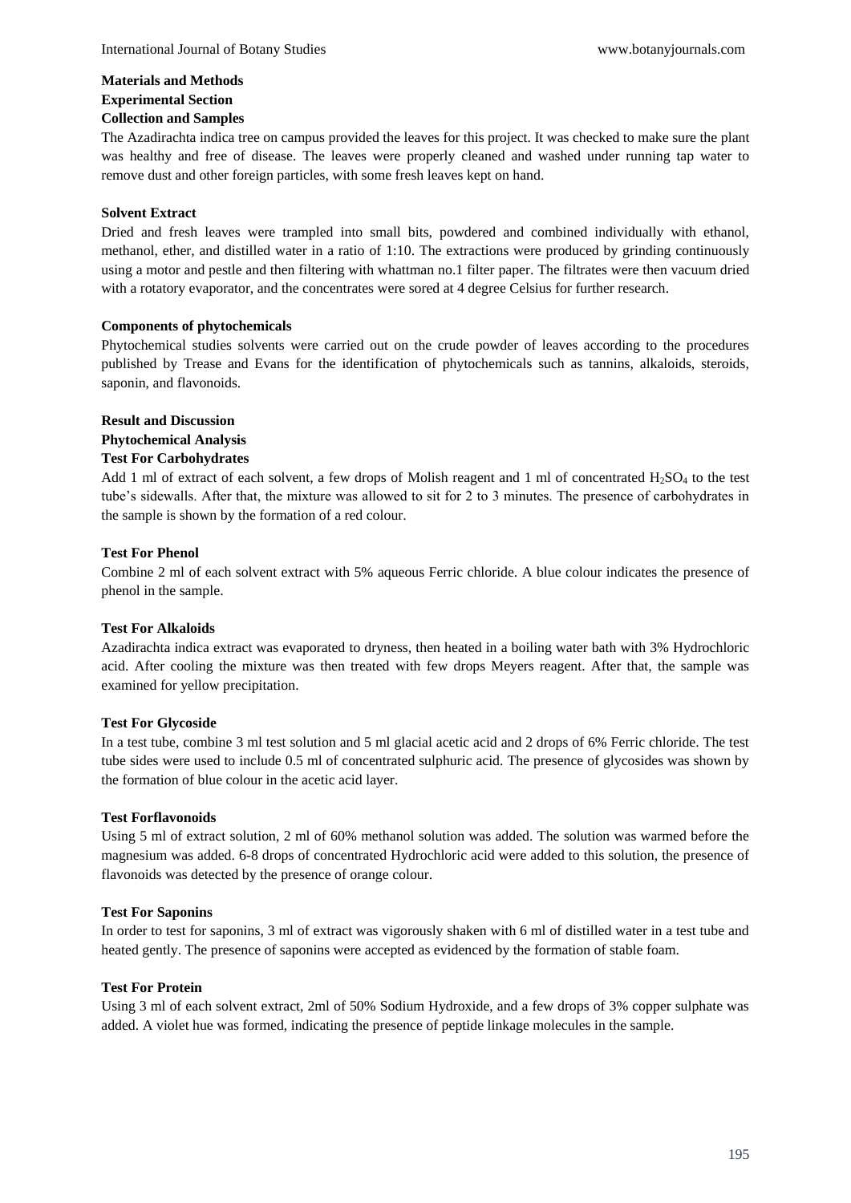## Materials and Methods

### Experimental Section

#### Collection and Samples

The Azadirachta indica tree on campus provided the leaves for this project. It was checked to make sure the plant was healthy and free of disease. The leaves were properly cleaned and washed under running tap water to remove dust and other foreign particles, with some fresh leaves kept on hand.

#### Solvent Extract

Dried and fresh leaves were trampled into small bits, powdered and combined individually with ethanol, methanol, ether, and distilled water in a ratio of 1:10. The extractions were produced by grinding continuously using a motor and pestle and then filtering with whattman no.1 filter paper. The filtrates were then vacuum dried with a rotatory evaporator, and the concentrates were sored at 4 degree Celsius for further research.

#### Components of phytochemicals

Phytochemical studies solvents were carried out on the crude powder of leaves according to the procedures published by Trease and Evans for the identification of phytochemicals such as tannins, alkaloids, steroids, saponin, and flavonoids.

## Result and Discussion

### Phytochemical Analysis

#### Test For Carbohydrates

Add 1 ml of extract of each solvent, a few drops of Molish reagent and 1 ml of concentrated $H_2SO_4$ to the test tube's sidewalls. After that, the mixture was allowed to sit for 2 to 3 minutes. The presence of carbohydrates in the sample is shown by the formation of a red colour.

#### Test For Phenol

Combine 2 ml of each solvent extract with 5% aqueous Ferric chloride. A blue colour indicates the presence of phenol in the sample.

#### Test For Alkaloids

Azadirachta indica extract was evaporated to dryness, then heated in a boiling water bath with 3% Hydrochloric acid. After cooling the mixture was then treated with few drops Meyers reagent. After that, the sample was examined for yellow precipitation.

#### Test For Glycoside

In a test tube, combine 3 ml test solution and 5 ml glacial acetic acid and 2 drops of 6% Ferric chloride. The test tube sides were used to include 0.5 ml of concentrated sulphuric acid. The presence of glycosides was shown by the formation of blue colour in the acetic acid layer.

#### Test Forflavonoids

Using 5 ml of extract solution, 2 ml of 60% methanol solution was added. The solution was warmed before the magnesium was added. 6-8 drops of concentrated Hydrochloric acid were added to this solution, the presence of flavonoids was detected by the presence of orange colour.

#### Test For Saponins

In order to test for saponins, 3 ml of extract was vigorously shaken with 6 ml of distilled water in a test tube and heated gently. The presence of saponins were accepted as evidenced by the formation of stable foam.

#### Test For Protein

Using 3 ml of each solvent extract, 2ml of 50% Sodium Hydroxide, and a few drops of 3% copper sulphate was added. A violet hue was formed, indicating the presence of peptide linkage molecules in the sample.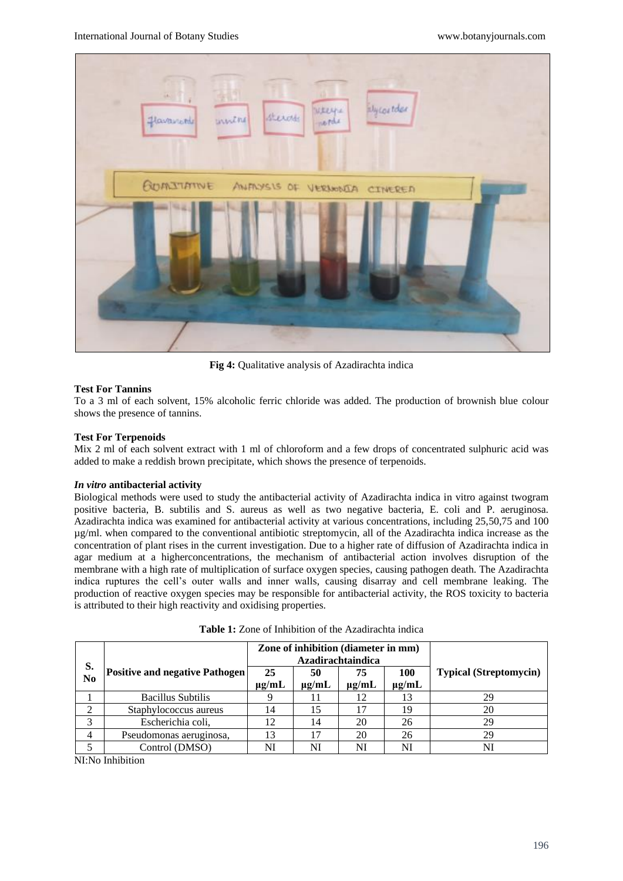**Fig 4:** Qualitative analysis of Azadirachta indica

**Test For Tannins**

To a 3 ml of each solvent, 15% alcoholic ferric chloride was added. The production of brownish blue colour shows the presence of tannins.

**Test For Terpenoids**

Mix 2 ml of each solvent extract with 1 ml of chloroform and a few drops of concentrated sulphuric acid was added to make a reddish brown precipitate, which shows the presence of terpenoids.

***In vitro* antibacterial activity**

Biological methods were used to study the antibacterial activity of Azadirachta indica in vitro against twogram positive bacteria, B. subtilis and S. aureus as well as two negative bacteria, E. coli and P. aeruginosa. Azadirachta indica was examined for antibacterial activity at various concentrations, including 25,50,75 and 100 µg/ml. when compared to the conventional antibiotic streptomycin, all of the Azadirachta indica increase as the concentration of plant rises in the current investigation. Due to a higher rate of diffusion of Azadirachta indica in agar medium at a higherconcentrations, the mechanism of antibacterial action involves disruption of the membrane with a high rate of multiplication of surface oxygen species, causing pathogen death. The Azadirachta indica ruptures the cell's outer walls and inner walls, causing disarray and cell membrane leaking. The production of reactive oxygen species may be responsible for antibacterial activity, the ROS toxicity to bacteria is attributed to their high reactivity and oxidising properties.

**Table 1:** Zone of Inhibition of the Azadirachta indica

| S. No | Positive and negative Pathogen | Zone of inhibition (diameter in mm) Azadirachtaindica | | | | Typical (Streptomycin) |
|---|---|---|---|---|---|---|
| | | 25 µg/mL | 50 µg/mL | 75 µg/mL | 100 µg/mL | |
| 1 | Bacillus Subtilis | 9 | 11 | 12 | 13 | 29 |
| 2 | Staphylococcus aureus | 14 | 15 | 17 | 19 | 20 |
| 3 | Escherichia coli, | 12 | 14 | 20 | 26 | 29 |
| 4 | Pseudomonas aeruginosa, | 13 | 17 | 20 | 26 | 29 |
| 5 | Control (DMSO) | NI | NI | NI | NI | NI |

NI:No Inhibition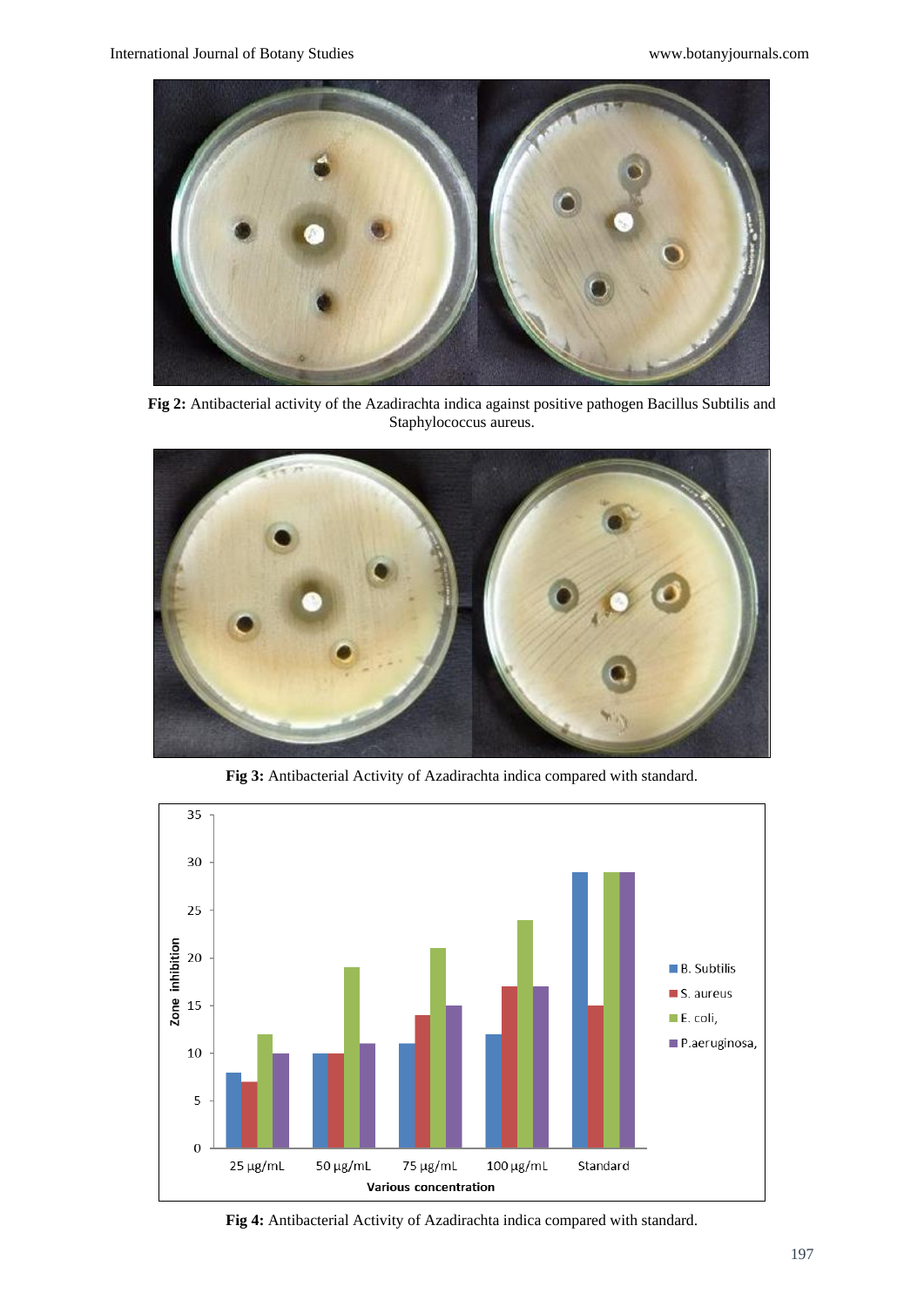**Fig 2:** Antibacterial activity of the Azadirachta indica against positive pathogen Bacillus Subtilis and Staphylococcus aureus.

**Fig 3:** Antibacterial Activity of Azadirachta indica compared with standard.

**Fig 4:** Antibacterial Activity of Azadirachta indica compared with standard.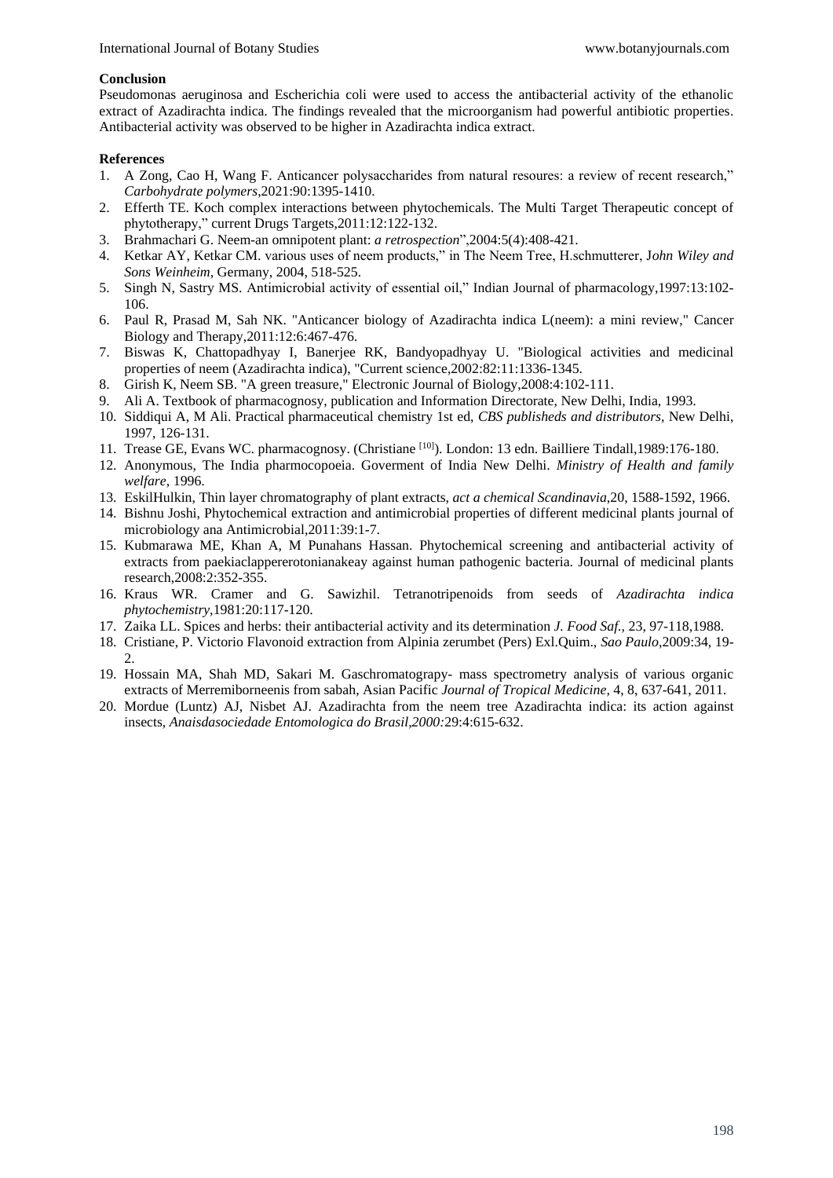**Conclusion**

Pseudomonas aeruginosa and Escherichia coli were used to access the antibacterial activity of the ethanolic extract of Azadirachta indica. The findings revealed that the microorganism had powerful antibiotic properties. Antibacterial activity was observed to be higher in Azadirachta indica extract.

**References**

1. A Zong, Cao H, Wang F. Anticancer polysaccharides from natural resoures: a review of recent research," *Carbohydrate polymers*,2021:90:1395-1410.
2. Efferth TE. Koch complex interactions between phytochemicals. The Multi Target Therapeutic concept of phytotherapy," current Drugs Targets,2011:12:122-132.
3. Brahmachari G. Neem-an omnipotent plant: *a retrospection*",2004:5(4):408-421.
4. Ketkar AY, Ketkar CM. various uses of neem products," in The Neem Tree, H.schmutterer, J*ohn Wiley and Sons Weinheim*, Germany, 2004, 518-525.
5. Singh N, Sastry MS. Antimicrobial activity of essential oil," Indian Journal of pharmacology,1997:13:102-106.
6. Paul R, Prasad M, Sah NK. "Anticancer biology of Azadirachta indica L(neem): a mini review," Cancer Biology and Therapy,2011:12:6:467-476.
7. Biswas K, Chattopadhyay I, Banerjee RK, Bandyopadhyay U. "Biological activities and medicinal properties of neem (Azadirachta indica), "Current science,2002:82:11:1336-1345.
8. Girish K, Neem SB. "A green treasure," Electronic Journal of Biology,2008:4:102-111.
9. Ali A. Textbook of pharmacognosy, publication and Information Directorate, New Delhi, India, 1993.
10. Siddiqui A, M Ali. Practical pharmaceutical chemistry 1st ed, *CBS publisheds and distributors*, New Delhi, 1997, 126-131.
11. Trease GE, Evans WC. pharmacognosy. (Christiane [10]). London: 13 edn. Bailliere Tindall,1989:176-180.
12. Anonymous, The India pharmocopoeia. Goverment of India New Delhi. *Ministry of Health and family welfare*, 1996.
13. EskilHulkin, Thin layer chromatography of plant extracts, *act a chemical Scandinavia*,20, 1588-1592, 1966.
14. Bishnu Joshi, Phytochemical extraction and antimicrobial properties of different medicinal plants journal of microbiology ana Antimicrobial,2011:39:1-7.
15. Kubmarawa ME, Khan A, M Punahans Hassan. Phytochemical screening and antibacterial activity of extracts from paekiaclappererotonianakeay against human pathogenic bacteria. Journal of medicinal plants research,2008:2:352-355.
16. Kraus WR. Cramer and G. Sawizhil. Tetranotripenoids from seeds of *Azadirachta indica phytochemistry*,1981:20:117-120.
17. Zaika LL. Spices and herbs: their antibacterial activity and its determination *J. Food Saf.*, 23, 97-118,1988.
18. Cristiane, P. Victorio Flavonoid extraction from Alpinia zerumbet (Pers) Exl.Quim., *Sao Paulo*,2009:34, 19-2.
19. Hossain MA, Shah MD, Sakari M. Gaschromatograpy- mass spectrometry analysis of various organic extracts of Merremiborneenis from sabah, Asian Pacific *Journal of Tropical Medicine*, 4, 8, 637-641, 2011.
20. Mordue (Luntz) AJ, Nisbet AJ. Azadirachta from the neem tree Azadirachta indica: its action against insects, *Anaisdasociedade Entomologica do Brasil,2000:*29:4:615-632.